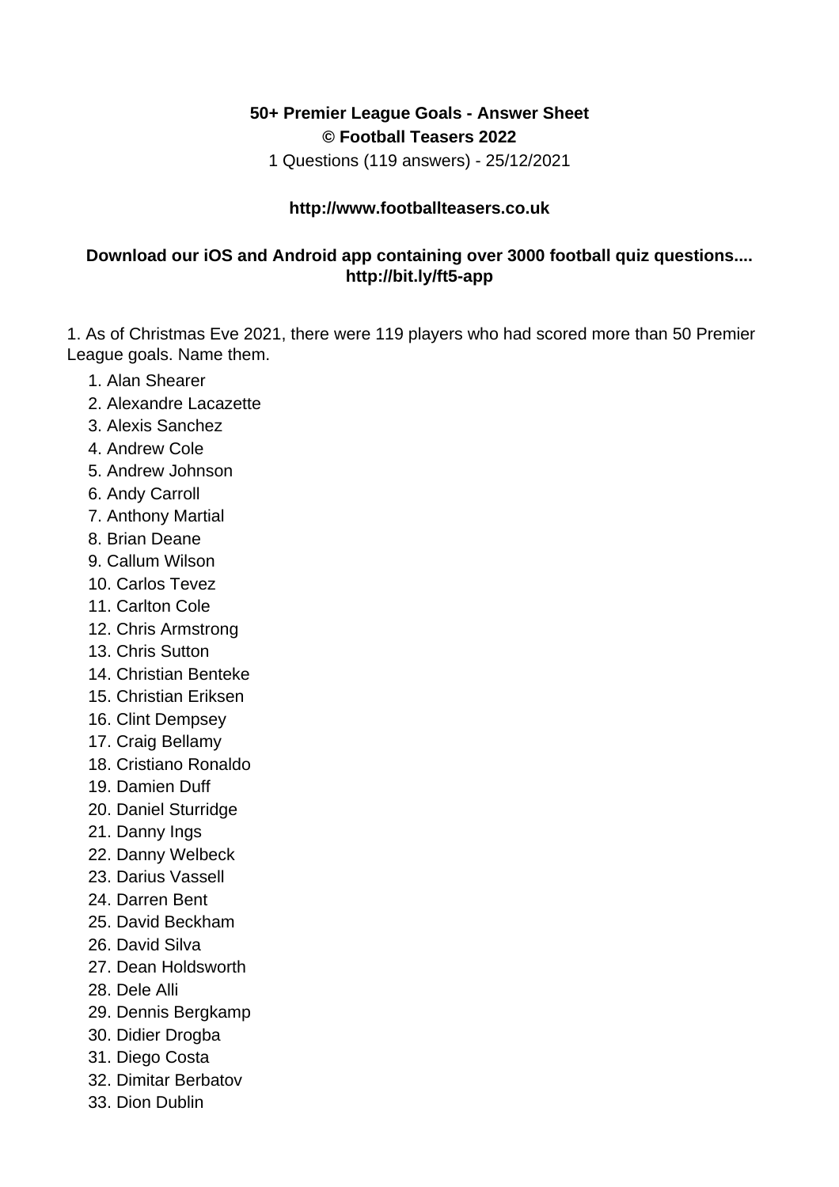**50+ Premier League Goals - Answer Sheet**

**© Football Teasers 2022**

1 Questions (119 answers) - 25/12/2021

**http://www.footballteasers.co.uk**

**Download our iOS and Android app containing over 3000 football quiz questions.... http://bit.ly/ft5-app**

1. As of Christmas Eve 2021, there were 119 players who had scored more than 50 Premier League goals. Name them.

1. Alan Shearer
2. Alexandre Lacazette
3. Alexis Sanchez
4. Andrew Cole
5. Andrew Johnson
6. Andy Carroll
7. Anthony Martial
8. Brian Deane
9. Callum Wilson
10. Carlos Tevez
11. Carlton Cole
12. Chris Armstrong
13. Chris Sutton
14. Christian Benteke
15. Christian Eriksen
16. Clint Dempsey
17. Craig Bellamy
18. Cristiano Ronaldo
19. Damien Duff
20. Daniel Sturridge
21. Danny Ings
22. Danny Welbeck
23. Darius Vassell
24. Darren Bent
25. David Beckham
26. David Silva
27. Dean Holdsworth
28. Dele Alli
29. Dennis Bergkamp
30. Didier Drogba
31. Diego Costa
32. Dimitar Berbatov
33. Dion Dublin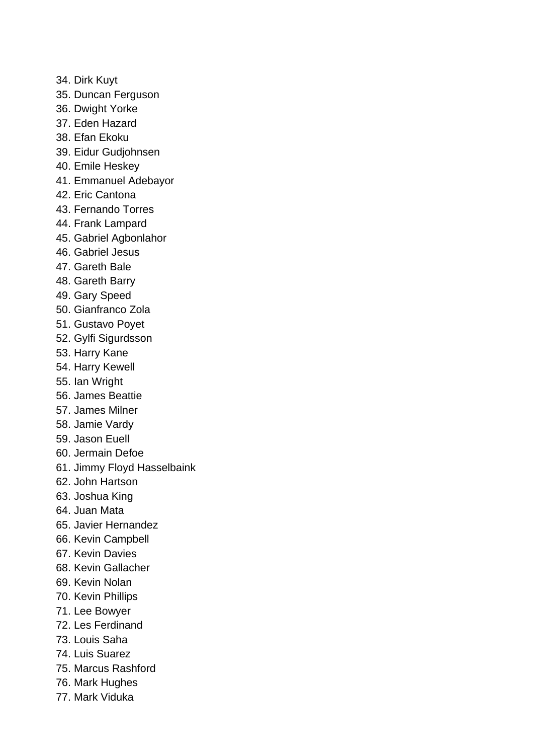34. Dirk Kuyt
35. Duncan Ferguson
36. Dwight Yorke
37. Eden Hazard
38. Efan Ekoku
39. Eidur Gudjohnsen
40. Emile Heskey
41. Emmanuel Adebayor
42. Eric Cantona
43. Fernando Torres
44. Frank Lampard
45. Gabriel Agbonlahor
46. Gabriel Jesus
47. Gareth Bale
48. Gareth Barry
49. Gary Speed
50. Gianfranco Zola
51. Gustavo Poyet
52. Gylfi Sigurdsson
53. Harry Kane
54. Harry Kewell
55. Ian Wright
56. James Beattie
57. James Milner
58. Jamie Vardy
59. Jason Euell
60. Jermain Defoe
61. Jimmy Floyd Hasselbaink
62. John Hartson
63. Joshua King
64. Juan Mata
65. Javier Hernandez
66. Kevin Campbell
67. Kevin Davies
68. Kevin Gallacher
69. Kevin Nolan
70. Kevin Phillips
71. Lee Bowyer
72. Les Ferdinand
73. Louis Saha
74. Luis Suarez
75. Marcus Rashford
76. Mark Hughes
77. Mark Viduka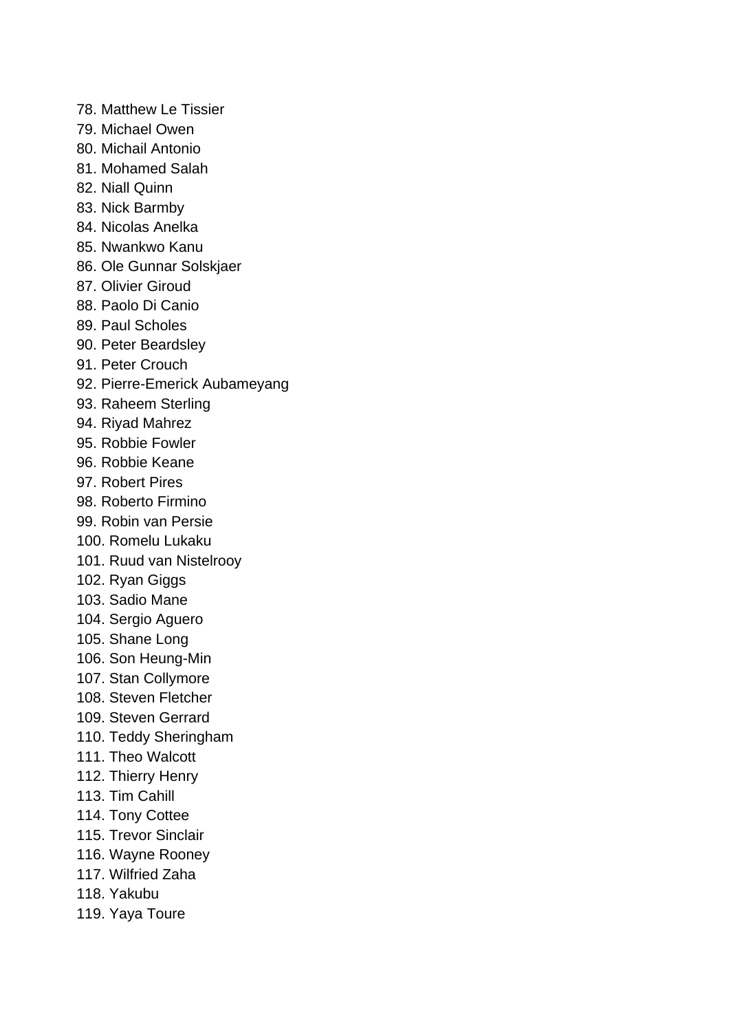78. Matthew Le Tissier
79. Michael Owen
80. Michail Antonio
81. Mohamed Salah
82. Niall Quinn
83. Nick Barmby
84. Nicolas Anelka
85. Nwankwo Kanu
86. Ole Gunnar Solskjaer
87. Olivier Giroud
88. Paolo Di Canio
89. Paul Scholes
90. Peter Beardsley
91. Peter Crouch
92. Pierre-Emerick Aubameyang
93. Raheem Sterling
94. Riyad Mahrez
95. Robbie Fowler
96. Robbie Keane
97. Robert Pires
98. Roberto Firmino
99. Robin van Persie
100. Romelu Lukaku
101. Ruud van Nistelrooy
102. Ryan Giggs
103. Sadio Mane
104. Sergio Aguero
105. Shane Long
106. Son Heung-Min
107. Stan Collymore
108. Steven Fletcher
109. Steven Gerrard
110. Teddy Sheringham
111. Theo Walcott
112. Thierry Henry
113. Tim Cahill
114. Tony Cottee
115. Trevor Sinclair
116. Wayne Rooney
117. Wilfried Zaha
118. Yakubu
119. Yaya Toure